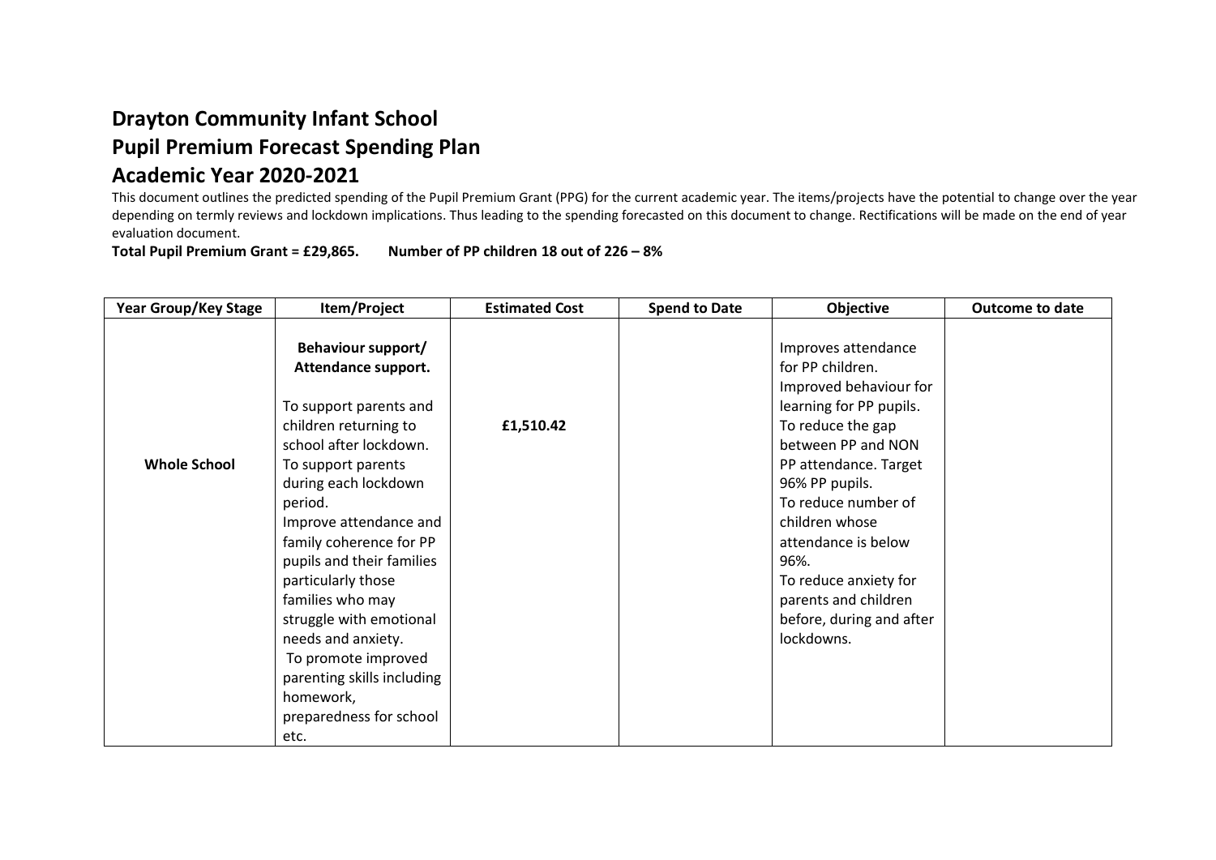# Drayton Community Infant School

# Pupil Premium Forecast Spending Plan

# Academic Year 2020-2021

This document outlines the predicted spending of the Pupil Premium Grant (PPG) for the current academic year. The items/projects have the potential to change over the year depending on termly reviews and lockdown implications. Thus leading to the spending forecasted on this document to change. Rectifications will be made on the end of year evaluation document.

**Total Pupil Premium Grant = £29,865. Number of PP children 18 out of 226 – 8%**

| Year Group/Key Stage | Item/Project | Estimated Cost | Spend to Date | Objective | Outcome to date |
|---|---|---|---|---|---|
| **Whole School** | **Behaviour support/ Attendance support.**<br><br>To support parents and children returning to school after lockdown.<br>To support parents during each lockdown period.<br>Improve attendance and family coherence for PP pupils and their families particularly those families who may struggle with emotional needs and anxiety.<br>To promote improved parenting skills including homework, preparedness for school etc. | **£1,510.42** | | Improves attendance for PP children.<br>Improved behaviour for learning for PP pupils.<br>To reduce the gap between PP and NON PP attendance. Target 96% PP pupils.<br>To reduce number of children whose attendance is below 96%.<br>To reduce anxiety for parents and children before, during and after lockdowns. | |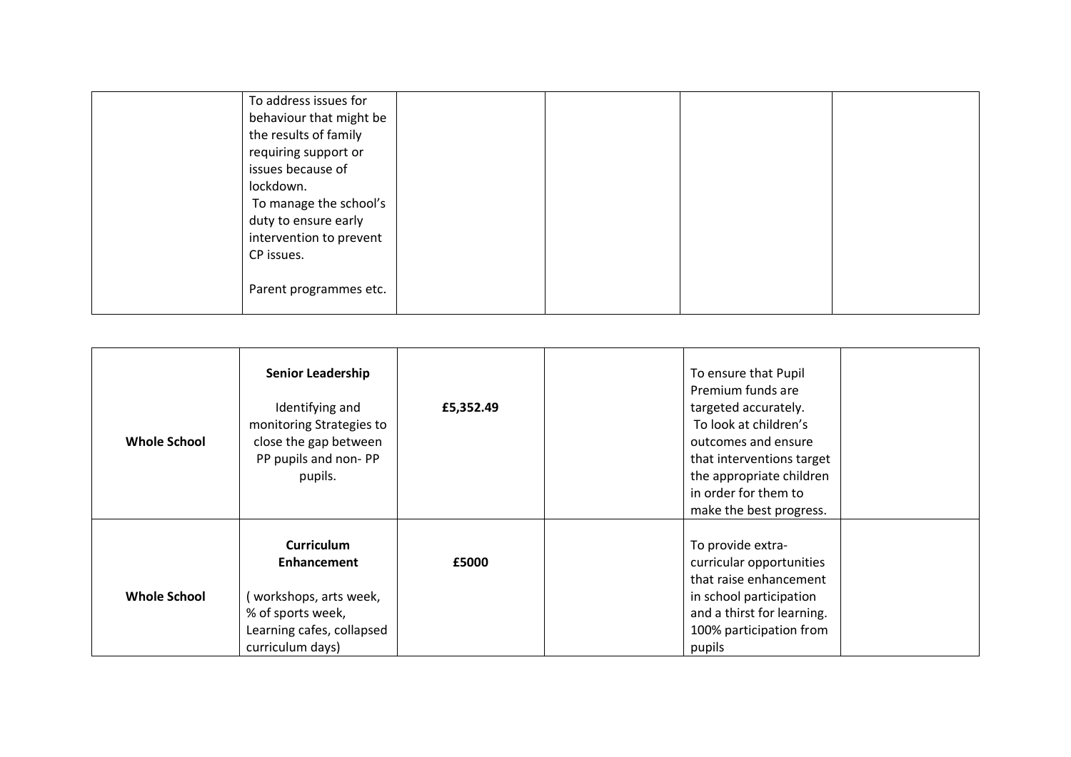| | | | | | |
|---|---|---|---|---|---|
| | To address issues for behaviour that might be the results of family requiring support or issues because of lockdown.<br>To manage the school's duty to ensure early intervention to prevent CP issues.<br><br>Parent programmes etc. | | | | |

| | | | | | |
|---|---|---|---|---|---|
| **Whole School** | **Senior Leadership**<br><br>Identifying and monitoring Strategies to close the gap between PP pupils and non- PP pupils. | **£5,352.49** | | To ensure that Pupil Premium funds are targeted accurately.<br>To look at children's outcomes and ensure that interventions target the appropriate children in order for them to make the best progress. | |
| **Whole School** | **Curriculum Enhancement**<br><br>( workshops, arts week, % of sports week, Learning cafes, collapsed curriculum days) | **£5000** | | To provide extra-curricular opportunities that raise enhancement in school participation and a thirst for learning. 100% participation from pupils | |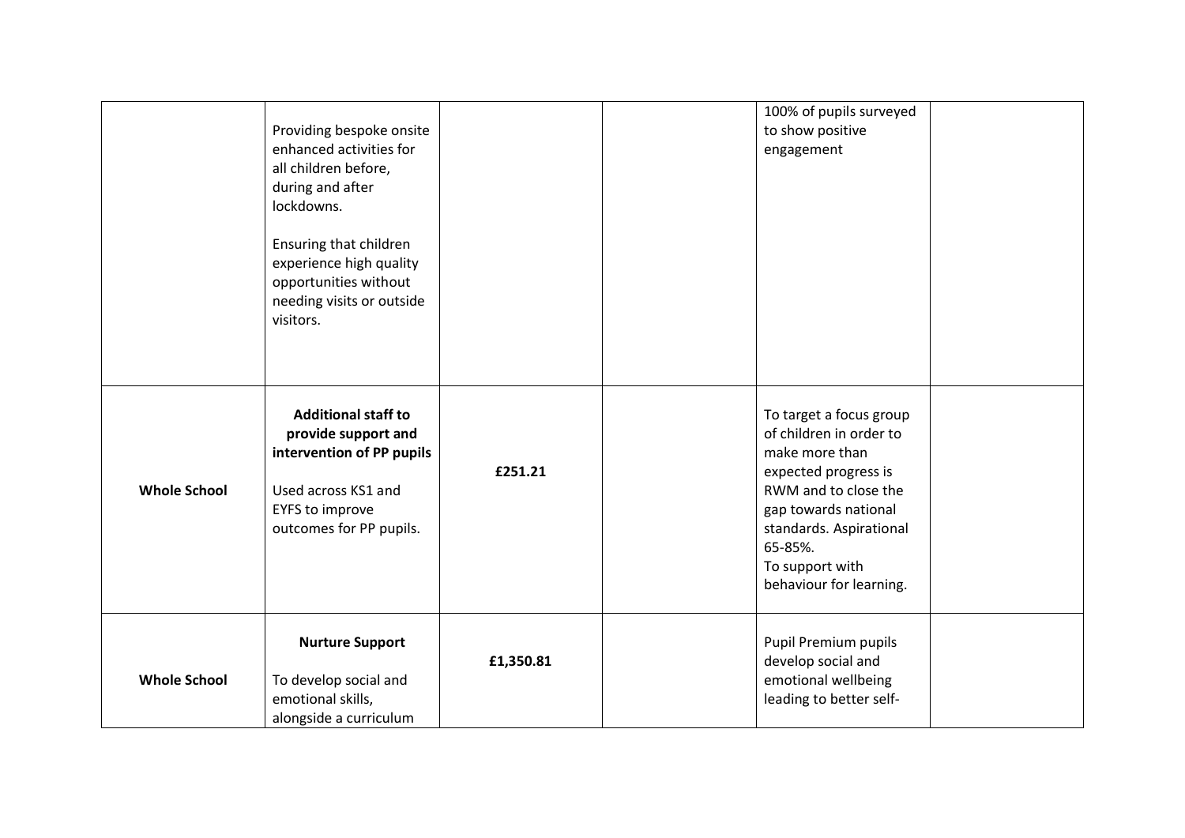| | | | | | |
|---|---|---|---|---|---|
| | Providing bespoke onsite enhanced activities for all children before, during and after lockdowns.<br><br>Ensuring that children experience high quality opportunities without needing visits or outside visitors. | | | 100% of pupils surveyed to show positive engagement | |
| **Whole School** | **Additional staff to provide support and intervention of PP pupils**<br><br>Used across KS1 and EYFS to improve outcomes for PP pupils. | **£251.21** | | To target a focus group of children in order to make more than expected progress is RWM and to close the gap towards national standards. Aspirational 65-85%.<br>To support with behaviour for learning. | |
| **Whole School** | **Nurture Support**<br><br>To develop social and emotional skills, alongside a curriculum | **£1,350.81** | | Pupil Premium pupils develop social and emotional wellbeing leading to better self- | |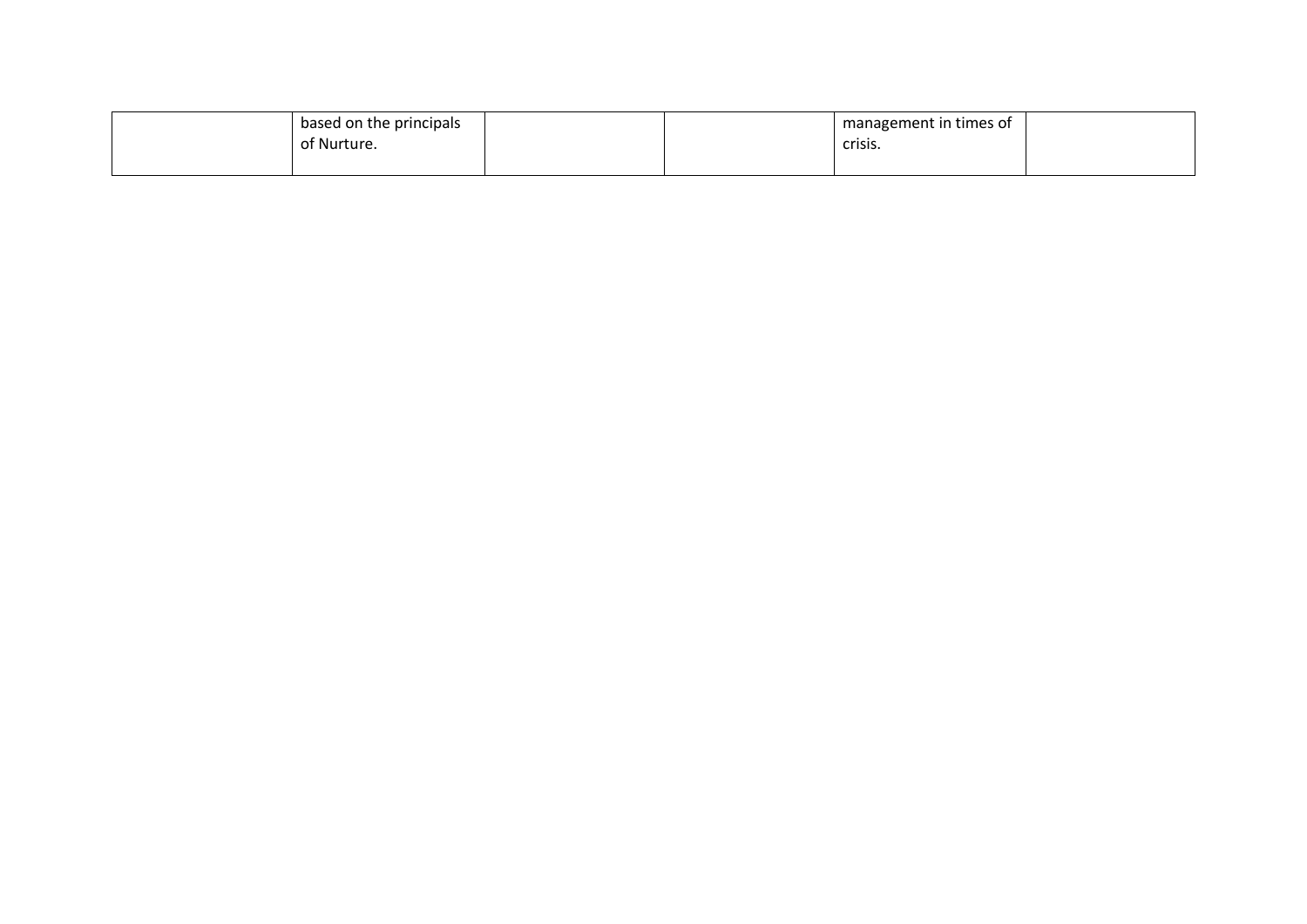| | | | | | |
|---|---|---|---|---|---|
| | based on the principals of Nurture. | | | management in times of crisis. | |